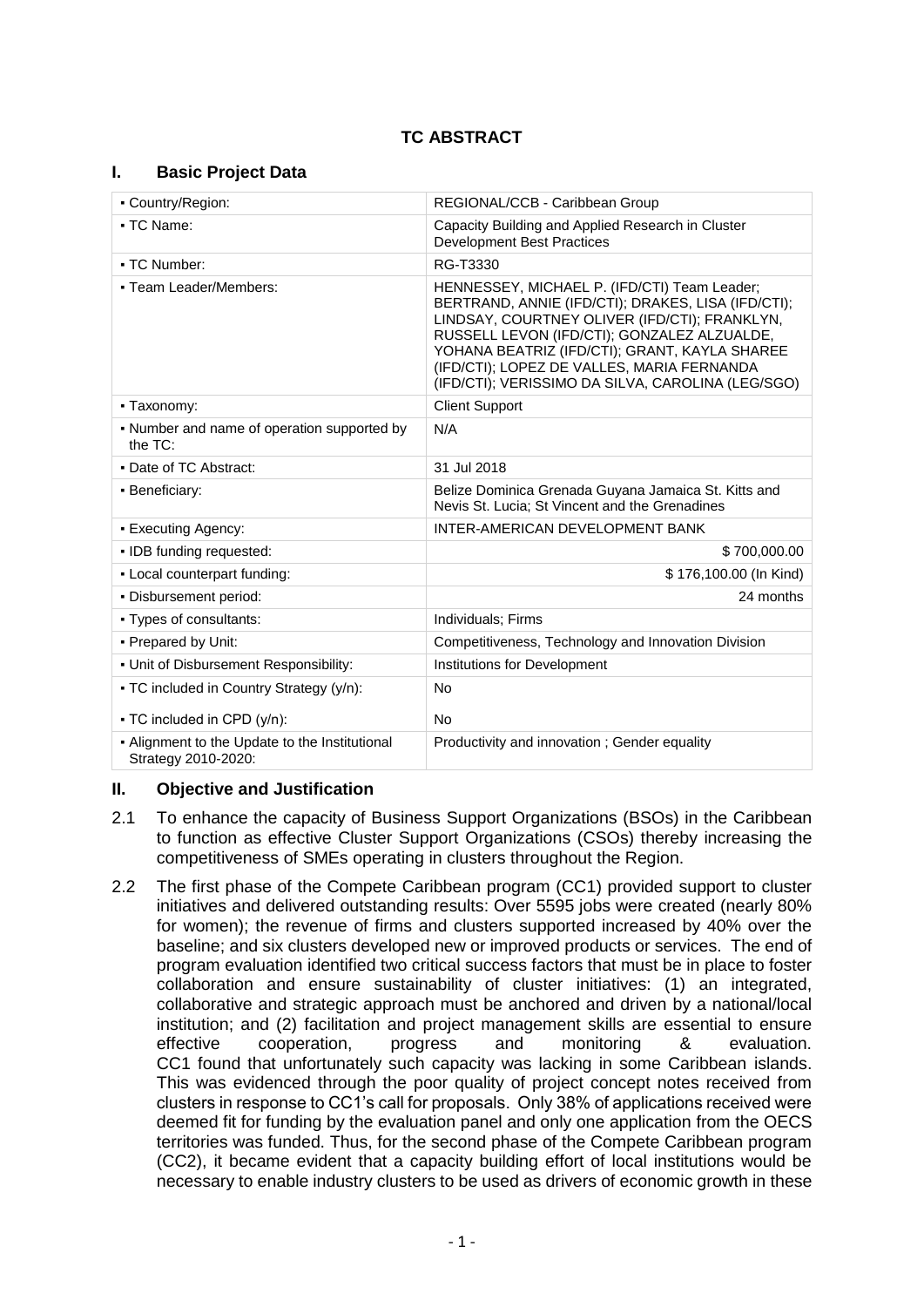# TC ABSTRACT

## I. Basic Project Data

| | |
|---|---|
| ▪ Country/Region: | REGIONAL/CCB - Caribbean Group |
| ▪ TC Name: | Capacity Building and Applied Research in Cluster Development Best Practices |
| ▪ TC Number: | RG-T3330 |
| ▪ Team Leader/Members: | HENNESSEY, MICHAEL P. (IFD/CTI) Team Leader; BERTRAND, ANNIE (IFD/CTI); DRAKES, LISA (IFD/CTI); LINDSAY, COURTNEY OLIVER (IFD/CTI); FRANKLYN, RUSSELL LEVON (IFD/CTI); GONZALEZ ALZUALDE, YOHANA BEATRIZ (IFD/CTI); GRANT, KAYLA SHAREE (IFD/CTI); LOPEZ DE VALLES, MARIA FERNANDA (IFD/CTI); VERISSIMO DA SILVA, CAROLINA (LEG/SGO) |
| ▪ Taxonomy: | Client Support |
| ▪ Number and name of operation supported by the TC: | N/A |
| ▪ Date of TC Abstract: | 31 Jul 2018 |
| ▪ Beneficiary: | Belize Dominica Grenada Guyana Jamaica St. Kitts and Nevis St. Lucia; St Vincent and the Grenadines |
| ▪ Executing Agency: | INTER-AMERICAN DEVELOPMENT BANK |
| ▪ IDB funding requested: | $ 700,000.00 |
| ▪ Local counterpart funding: | $ 176,100.00 (In Kind) |
| ▪ Disbursement period: | 24 months |
| ▪ Types of consultants: | Individuals; Firms |
| ▪ Prepared by Unit: | Competitiveness, Technology and Innovation Division |
| ▪ Unit of Disbursement Responsibility: | Institutions for Development |
| ▪ TC included in Country Strategy (y/n): | No |
| ▪ TC included in CPD (y/n): | No |
| ▪ Alignment to the Update to the Institutional Strategy 2010-2020: | Productivity and innovation ; Gender equality |

## II. Objective and Justification

2.1 To enhance the capacity of Business Support Organizations (BSOs) in the Caribbean to function as effective Cluster Support Organizations (CSOs) thereby increasing the competitiveness of SMEs operating in clusters throughout the Region.

2.2 The first phase of the Compete Caribbean program (CC1) provided support to cluster initiatives and delivered outstanding results: Over 5595 jobs were created (nearly 80% for women); the revenue of firms and clusters supported increased by 40% over the baseline; and six clusters developed new or improved products or services. The end of program evaluation identified two critical success factors that must be in place to foster collaboration and ensure sustainability of cluster initiatives: (1) an integrated, collaborative and strategic approach must be anchored and driven by a national/local institution; and (2) facilitation and project management skills are essential to ensure effective cooperation, progress and monitoring & evaluation. CC1 found that unfortunately such capacity was lacking in some Caribbean islands. This was evidenced through the poor quality of project concept notes received from clusters in response to CC1's call for proposals. Only 38% of applications received were deemed fit for funding by the evaluation panel and only one application from the OECS territories was funded. Thus, for the second phase of the Compete Caribbean program (CC2), it became evident that a capacity building effort of local institutions would be necessary to enable industry clusters to be used as drivers of economic growth in these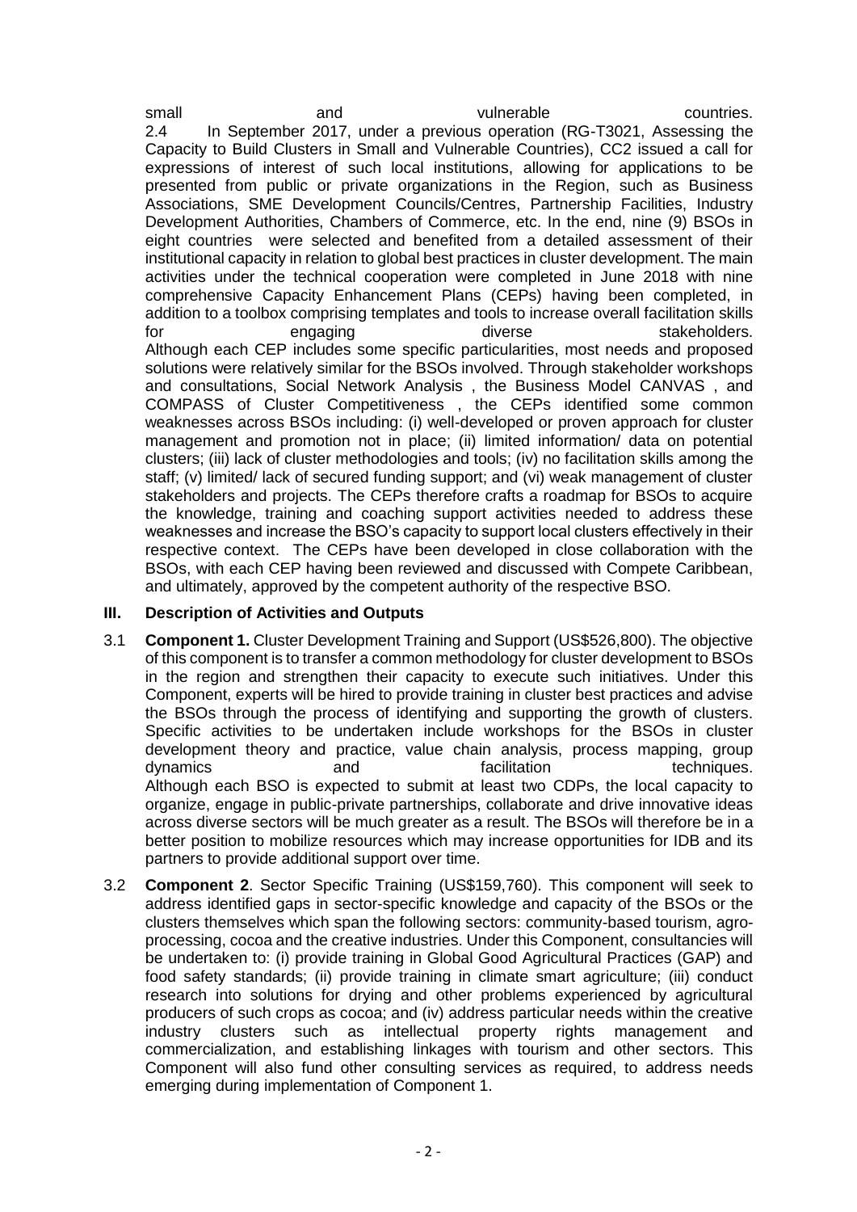small and vulnerable countries.

2.4 In September 2017, under a previous operation (RG-T3021, Assessing the Capacity to Build Clusters in Small and Vulnerable Countries), CC2 issued a call for expressions of interest of such local institutions, allowing for applications to be presented from public or private organizations in the Region, such as Business Associations, SME Development Councils/Centres, Partnership Facilities, Industry Development Authorities, Chambers of Commerce, etc. In the end, nine (9) BSOs in eight countries were selected and benefited from a detailed assessment of their institutional capacity in relation to global best practices in cluster development. The main activities under the technical cooperation were completed in June 2018 with nine comprehensive Capacity Enhancement Plans (CEPs) having been completed, in addition to a toolbox comprising templates and tools to increase overall facilitation skills for engaging diverse stakeholders.

Although each CEP includes some specific particularities, most needs and proposed solutions were relatively similar for the BSOs involved. Through stakeholder workshops and consultations, Social Network Analysis , the Business Model CANVAS , and COMPASS of Cluster Competitiveness , the CEPs identified some common weaknesses across BSOs including: (i) well-developed or proven approach for cluster management and promotion not in place; (ii) limited information/ data on potential clusters; (iii) lack of cluster methodologies and tools; (iv) no facilitation skills among the staff; (v) limited/ lack of secured funding support; and (vi) weak management of cluster stakeholders and projects. The CEPs therefore crafts a roadmap for BSOs to acquire the knowledge, training and coaching support activities needed to address these weaknesses and increase the BSO's capacity to support local clusters effectively in their respective context. The CEPs have been developed in close collaboration with the BSOs, with each CEP having been reviewed and discussed with Compete Caribbean, and ultimately, approved by the competent authority of the respective BSO.

## III. Description of Activities and Outputs

3.1 **Component 1.** Cluster Development Training and Support (US$526,800). The objective of this component is to transfer a common methodology for cluster development to BSOs in the region and strengthen their capacity to execute such initiatives. Under this Component, experts will be hired to provide training in cluster best practices and advise the BSOs through the process of identifying and supporting the growth of clusters. Specific activities to be undertaken include workshops for the BSOs in cluster development theory and practice, value chain analysis, process mapping, group dynamics and facilitation techniques.

Although each BSO is expected to submit at least two CDPs, the local capacity to organize, engage in public-private partnerships, collaborate and drive innovative ideas across diverse sectors will be much greater as a result. The BSOs will therefore be in a better position to mobilize resources which may increase opportunities for IDB and its partners to provide additional support over time.

3.2 **Component 2**. Sector Specific Training (US$159,760). This component will seek to address identified gaps in sector-specific knowledge and capacity of the BSOs or the clusters themselves which span the following sectors: community-based tourism, agro-processing, cocoa and the creative industries. Under this Component, consultancies will be undertaken to: (i) provide training in Global Good Agricultural Practices (GAP) and food safety standards; (ii) provide training in climate smart agriculture; (iii) conduct research into solutions for drying and other problems experienced by agricultural producers of such crops as cocoa; and (iv) address particular needs within the creative industry clusters such as intellectual property rights management and commercialization, and establishing linkages with tourism and other sectors. This Component will also fund other consulting services as required, to address needs emerging during implementation of Component 1.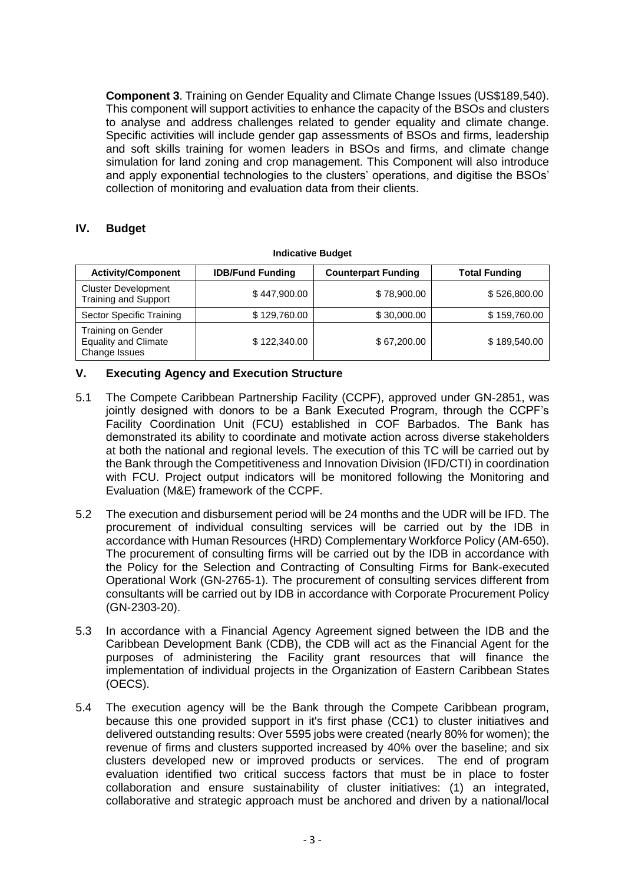**Component 3**. Training on Gender Equality and Climate Change Issues (US$189,540). This component will support activities to enhance the capacity of the BSOs and clusters to analyse and address challenges related to gender equality and climate change. Specific activities will include gender gap assessments of BSOs and firms, leadership and soft skills training for women leaders in BSOs and firms, and climate change simulation for land zoning and crop management. This Component will also introduce and apply exponential technologies to the clusters' operations, and digitise the BSOs' collection of monitoring and evaluation data from their clients.

## IV. Budget

**Indicative Budget**

| Activity/Component | IDB/Fund Funding | Counterpart Funding | Total Funding |
|---|---|---|---|
| Cluster Development Training and Support | $ 447,900.00 | $ 78,900.00 | $ 526,800.00 |
| Sector Specific Training | $ 129,760.00 | $ 30,000.00 | $ 159,760.00 |
| Training on Gender Equality and Climate Change Issues | $ 122,340.00 | $ 67,200.00 | $ 189,540.00 |

## V. Executing Agency and Execution Structure

5.1 The Compete Caribbean Partnership Facility (CCPF), approved under GN-2851, was jointly designed with donors to be a Bank Executed Program, through the CCPF's Facility Coordination Unit (FCU) established in COF Barbados. The Bank has demonstrated its ability to coordinate and motivate action across diverse stakeholders at both the national and regional levels. The execution of this TC will be carried out by the Bank through the Competitiveness and Innovation Division (IFD/CTI) in coordination with FCU. Project output indicators will be monitored following the Monitoring and Evaluation (M&E) framework of the CCPF.

5.2 The execution and disbursement period will be 24 months and the UDR will be IFD. The procurement of individual consulting services will be carried out by the IDB in accordance with Human Resources (HRD) Complementary Workforce Policy (AM-650). The procurement of consulting firms will be carried out by the IDB in accordance with the Policy for the Selection and Contracting of Consulting Firms for Bank-executed Operational Work (GN-2765-1). The procurement of consulting services different from consultants will be carried out by IDB in accordance with Corporate Procurement Policy (GN-2303-20).

5.3 In accordance with a Financial Agency Agreement signed between the IDB and the Caribbean Development Bank (CDB), the CDB will act as the Financial Agent for the purposes of administering the Facility grant resources that will finance the implementation of individual projects in the Organization of Eastern Caribbean States (OECS).

5.4 The execution agency will be the Bank through the Compete Caribbean program, because this one provided support in it's first phase (CC1) to cluster initiatives and delivered outstanding results: Over 5595 jobs were created (nearly 80% for women); the revenue of firms and clusters supported increased by 40% over the baseline; and six clusters developed new or improved products or services. The end of program evaluation identified two critical success factors that must be in place to foster collaboration and ensure sustainability of cluster initiatives: (1) an integrated, collaborative and strategic approach must be anchored and driven by a national/local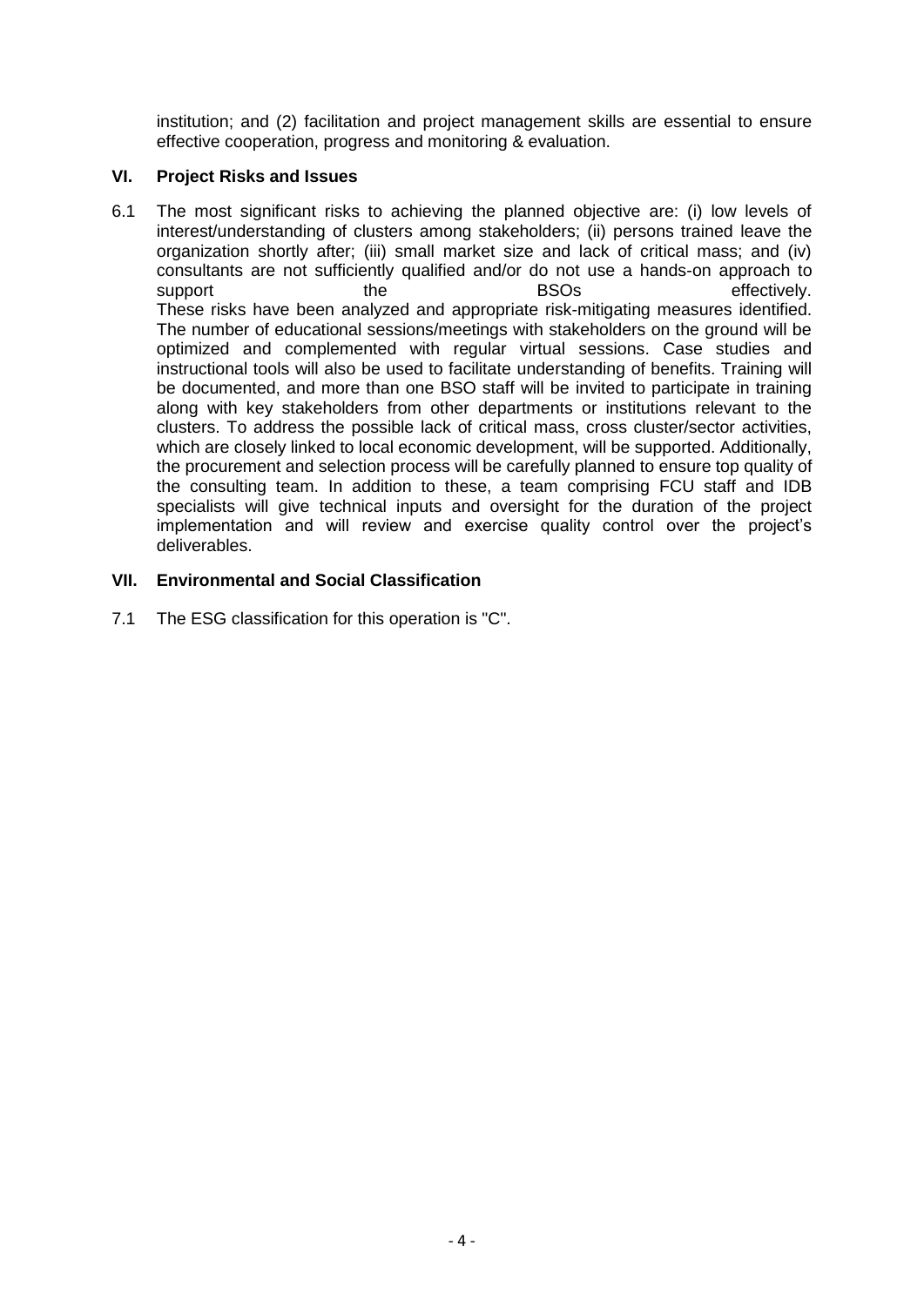institution; and (2) facilitation and project management skills are essential to ensure effective cooperation, progress and monitoring & evaluation.

## VI. Project Risks and Issues

6.1 The most significant risks to achieving the planned objective are: (i) low levels of interest/understanding of clusters among stakeholders; (ii) persons trained leave the organization shortly after; (iii) small market size and lack of critical mass; and (iv) consultants are not sufficiently qualified and/or do not use a hands-on approach to support the BSOs effectively. These risks have been analyzed and appropriate risk-mitigating measures identified. The number of educational sessions/meetings with stakeholders on the ground will be optimized and complemented with regular virtual sessions. Case studies and instructional tools will also be used to facilitate understanding of benefits. Training will be documented, and more than one BSO staff will be invited to participate in training along with key stakeholders from other departments or institutions relevant to the clusters. To address the possible lack of critical mass, cross cluster/sector activities, which are closely linked to local economic development, will be supported. Additionally, the procurement and selection process will be carefully planned to ensure top quality of the consulting team. In addition to these, a team comprising FCU staff and IDB specialists will give technical inputs and oversight for the duration of the project implementation and will review and exercise quality control over the project's deliverables.

## VII. Environmental and Social Classification

7.1 The ESG classification for this operation is "C".